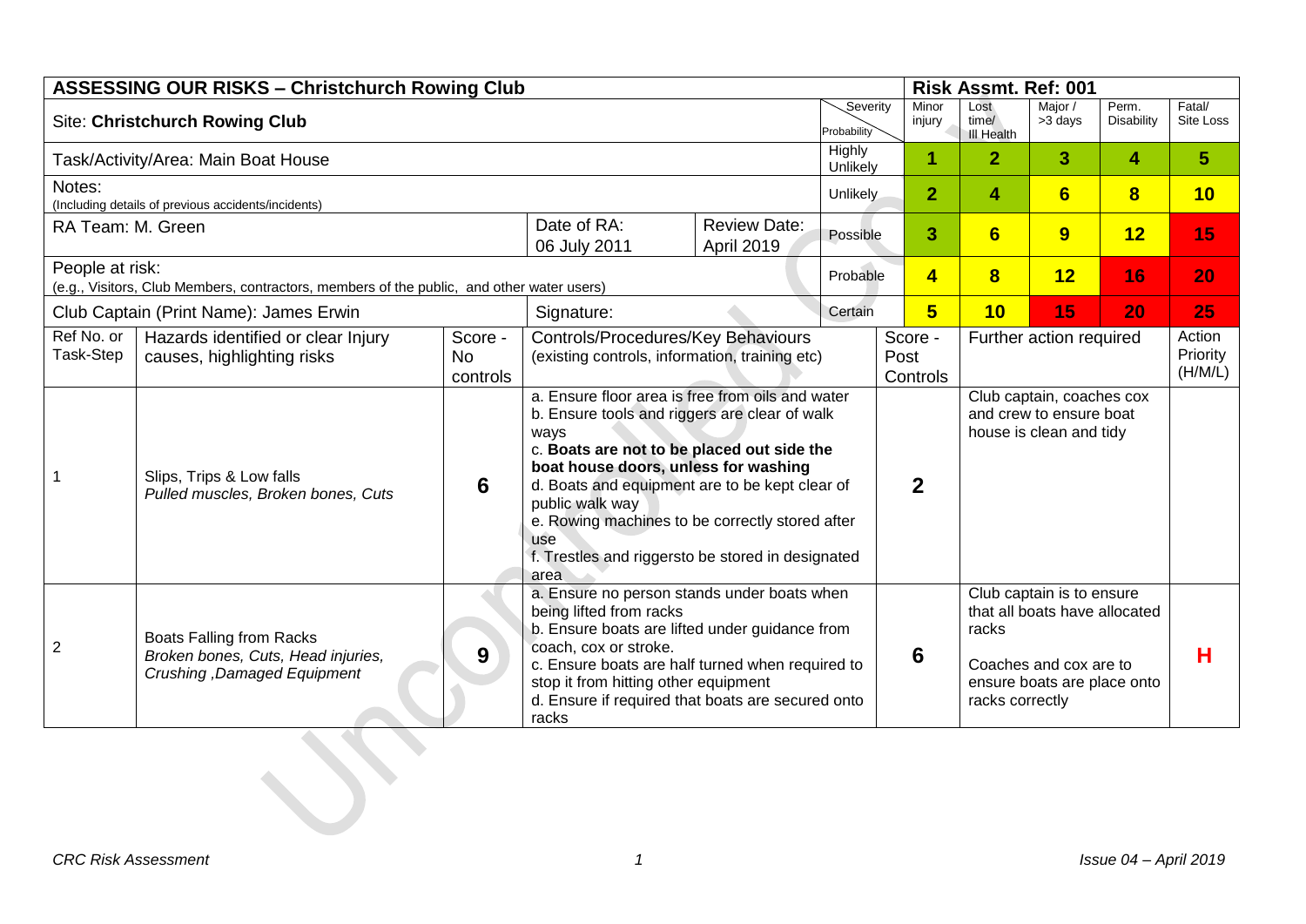| ASSESSING OUR RISKS – Christchurch Rowing Club | | | | | | Risk Assmt. Ref: 001 | | | | |
|---|---|---|---|---|---|---|---|---|---|---|
| Site: **Christchurch Rowing Club** | | | | | Severity / Probability | Minor injury | Lost time/ Ill Health | Major / >3 days | Perm. Disability | Fatal/ Site Loss |
| Task/Activity/Area: Main Boat House | | | | | Highly Unlikely | **1** | **2** | **3** | **4** | **5** |
| Notes: (Including details of previous accidents/incidents) | | | | | Unlikely | **2** | **4** | **6** | **8** | **10** |
| RA Team: M. Green | | | Date of RA: 06 July 2011 | Review Date: April 2019 | Possible | **3** | **6** | **9** | **12** | **15** |
| People at risk: (e.g., Visitors, Club Members, contractors, members of the public, and other water users) | | | | | Probable | **4** | **8** | **12** | **16** | **20** |
| Club Captain (Print Name): James Erwin | | | Signature: | | Certain | **5** | **10** | **15** | **20** | **25** |

| Ref No. or Task-Step | Hazards identified or clear Injury causes, highlighting risks | Score - No controls | Controls/Procedures/Key Behaviours (existing controls, information, training etc) | Score - Post Controls | Further action required | Action Priority (H/M/L) |
|---|---|---|---|---|---|---|
| 1 | Slips, Trips & Low falls<br>*Pulled muscles, Broken bones, Cuts* | **6** | a. Ensure floor area is free from oils and water<br>b. Ensure tools and riggers are clear of walk ways<br>c. **Boats are not to be placed out side the boat house doors, unless for washing**<br>d. Boats and equipment are to be kept clear of public walk way<br>e. Rowing machines to be correctly stored after use<br>f. Trestles and riggersto be stored in designated area | **2** | Club captain, coaches cox and crew to ensure boat house is clean and tidy | |
| 2 | Boats Falling from Racks<br>*Broken bones, Cuts, Head injuries, Crushing ,Damaged Equipment* | **9** | a. Ensure no person stands under boats when being lifted from racks<br>b. Ensure boats are lifted under guidance from coach, cox or stroke.<br>c. Ensure boats are half turned when required to stop it from hitting other equipment<br>d. Ensure if required that boats are secured onto racks | **6** | Club captain is to ensure that all boats have allocated racks<br><br>Coaches and cox are to ensure boats are place onto racks correctly | **H** |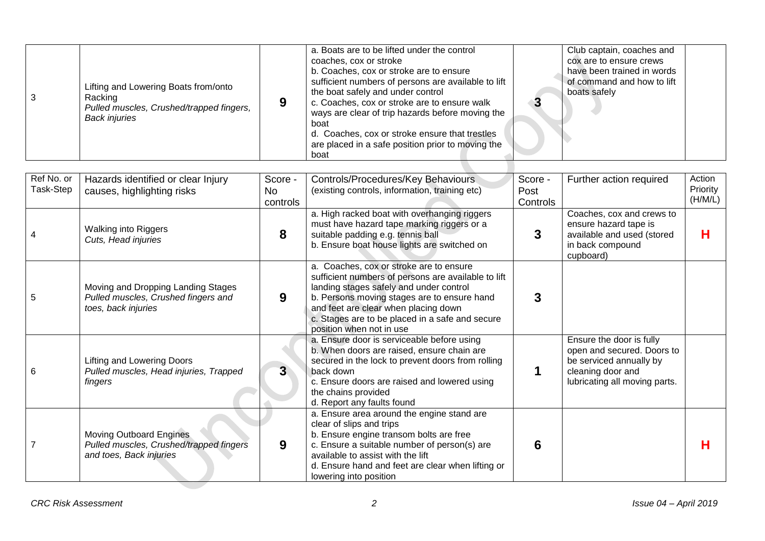| Ref No. or Task-Step | Hazards identified or clear Injury causes, highlighting risks | Score - No controls | Controls/Procedures/Key Behaviours (existing controls, information, training etc) | Score - Post Controls | Further action required | Action Priority (H/M/L) |
|---|---|---|---|---|---|---|
| 3 | Lifting and Lowering Boats from/onto Racking<br>*Pulled muscles, Crushed/trapped fingers, Back injuries* | 9 | a. Boats are to be lifted under the control coaches, cox or stroke<br>b. Coaches, cox or stroke are to ensure sufficient numbers of persons are available to lift the boat safely and under control<br>c. Coaches, cox or stroke are to ensure walk ways are clear of trip hazards before moving the boat<br>d. Coaches, cox or stroke ensure that trestles are placed in a safe position prior to moving the boat | 3 | Club captain, coaches and cox are to ensure crews have been trained in words of command and how to lift boats safely | |
| 4 | Walking into Riggers<br>*Cuts, Head injuries* | 8 | a. High racked boat with overhanging riggers must have hazard tape marking riggers or a suitable padding e.g. tennis ball<br>b. Ensure boat house lights are switched on | 3 | Coaches, cox and crews to ensure hazard tape is available and used (stored in back compound cupboard) | **H** |
| 5 | Moving and Dropping Landing Stages<br>*Pulled muscles, Crushed fingers and toes, back injuries* | 9 | a. Coaches, cox or stroke are to ensure sufficient numbers of persons are available to lift landing stages safely and under control<br>b. Persons moving stages are to ensure hand and feet are clear when placing down<br>c. Stages are to be placed in a safe and secure position when not in use | 3 | | |
| 6 | Lifting and Lowering Doors<br>*Pulled muscles, Head injuries, Trapped fingers* | 3 | a. Ensure door is serviceable before using<br>b. When doors are raised, ensure chain are secured in the lock to prevent doors from rolling back down<br>c. Ensure doors are raised and lowered using the chains provided<br>d. Report any faults found | 1 | Ensure the door is fully open and secured. Doors to be serviced annually by cleaning door and lubricating all moving parts. | |
| 7 | Moving Outboard Engines<br>*Pulled muscles, Crushed/trapped fingers and toes, Back injuries* | 9 | a. Ensure area around the engine stand are clear of slips and trips<br>b. Ensure engine transom bolts are free<br>c. Ensure a suitable number of person(s) are available to assist with the lift<br>d. Ensure hand and feet are clear when lifting or lowering into position | 6 | | **H** |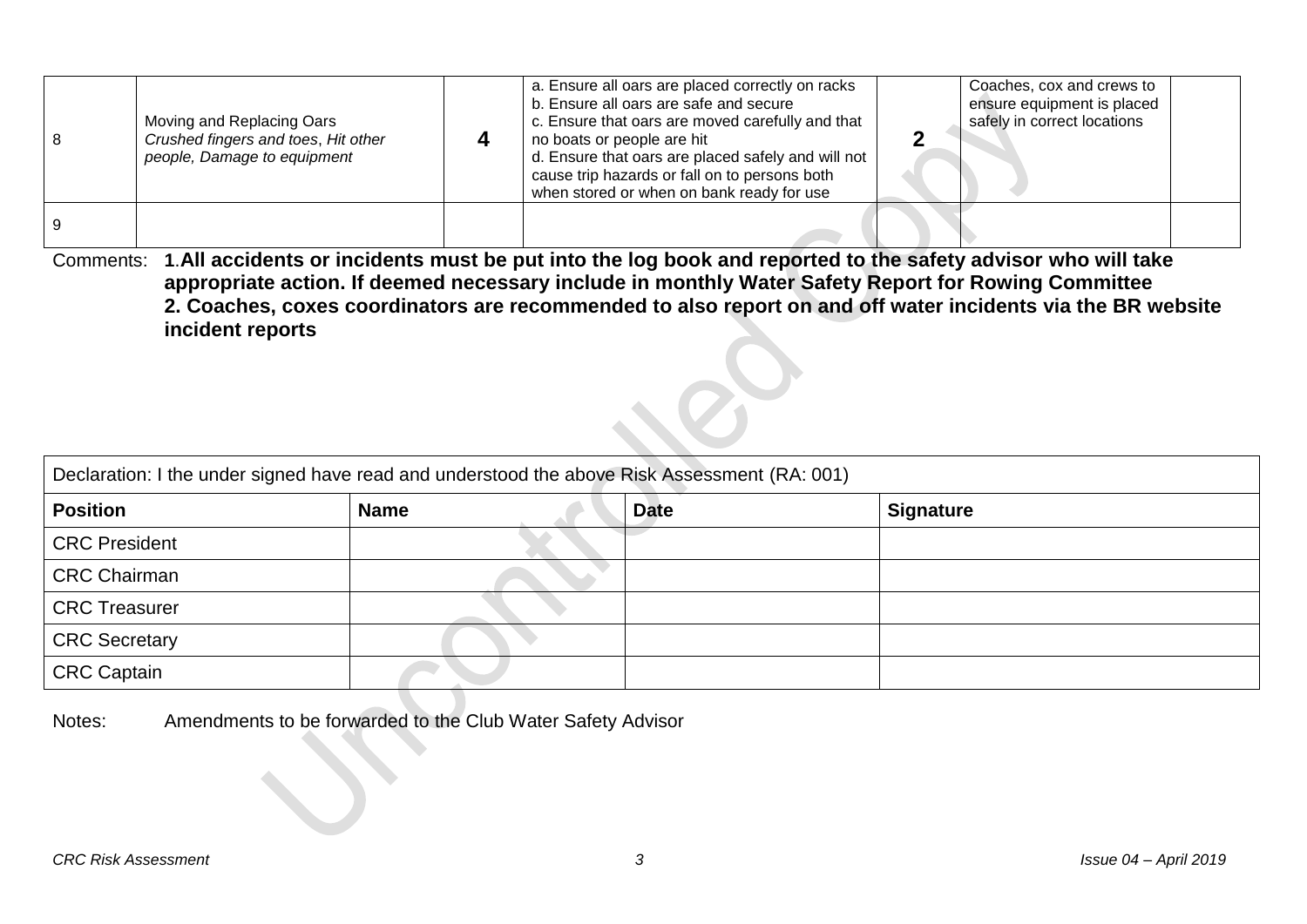| | | | | | | |
|---|---|---|---|---|---|---|
| 8 | Moving and Replacing Oars<br>*Crushed fingers and toes, Hit other people, Damage to equipment* | **4** | a. Ensure all oars are placed correctly on racks<br>b. Ensure all oars are safe and secure<br>c. Ensure that oars are moved carefully and that no boats or people are hit<br>d. Ensure that oars are placed safely and will not cause trip hazards or fall on to persons both when stored or when on bank ready for use | **2** | Coaches, cox and crews to ensure equipment is placed safely in correct locations | |
| 9 | | | | | | |

Comments: **1**.**All accidents or incidents must be put into the log book and reported to the safety advisor who will take appropriate action. If deemed necessary include in monthly Water Safety Report for Rowing Committee**
**2. Coaches, coxes coordinators are recommended to also report on and off water incidents via the BR website incident reports**

| Declaration: I the under signed have read and understood the above Risk Assessment (RA: 001) | | | |
|---|---|---|---|
| **Position** | **Name** | **Date** | **Signature** |
| CRC President | | | |
| CRC Chairman | | | |
| CRC Treasurer | | | |
| CRC Secretary | | | |
| CRC Captain | | | |

Notes: Amendments to be forwarded to the Club Water Safety Advisor